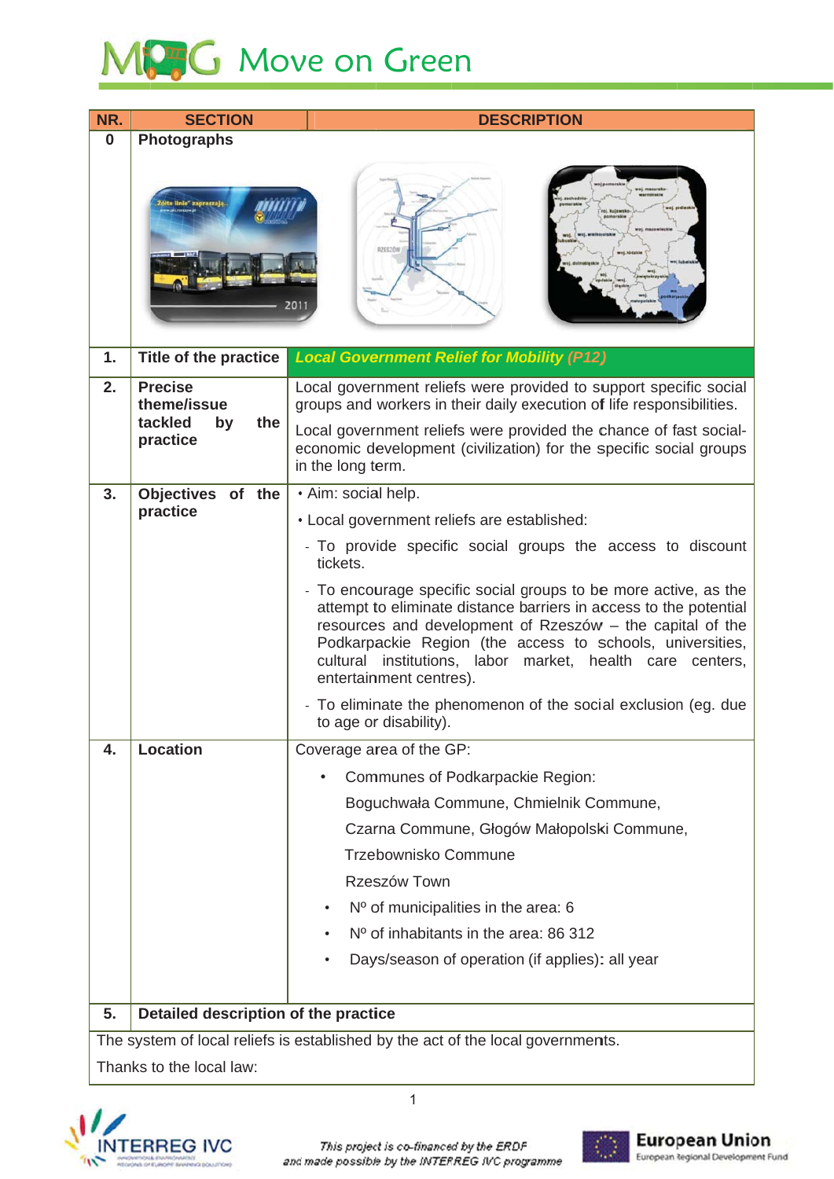# Move on Green

| NR. | SECTION | DESCRIPTION |
|---|---|---|
| 0 | Photographs | |
| 1. | Title of the practice | ***Local Government Relief for Mobility (P12)*** |
| 2. | Precise theme/issue tackled by the practice | Local government reliefs were provided to support specific social groups and workers in their daily execution of life responsibilities.<br><br>Local government reliefs were provided the chance of fast social-economic development (civilization) for the specific social groups in the long term. |
| 3. | Objectives of the practice | • Aim: social help.<br>• Local government reliefs are established:<br>- To provide specific social groups the access to discount tickets.<br>- To encourage specific social groups to be more active, as the attempt to eliminate distance barriers in access to the potential resources and development of Rzeszów – the capital of the Podkarpackie Region (the access to schools, universities, cultural institutions, labor market, health care centers, entertainment centres).<br>- To eliminate the phenomenon of the social exclusion (eg. due to age or disability). |
| 4. | Location | Coverage area of the GP:<br>• Communes of Podkarpackie Region:<br>Boguchwała Commune, Chmielnik Commune,<br>Czarna Commune, Głogów Małopolski Commune,<br>Trzebownisko Commune<br>Rzeszów Town<br>• Nº of municipalities in the area: 6<br>• Nº of inhabitants in the area: 86 312<br>• Days/season of operation (if applies): all year |
| 5. | **Detailed description of the practice** | |

The system of local reliefs is established by the act of the local governments.

Thanks to the local law: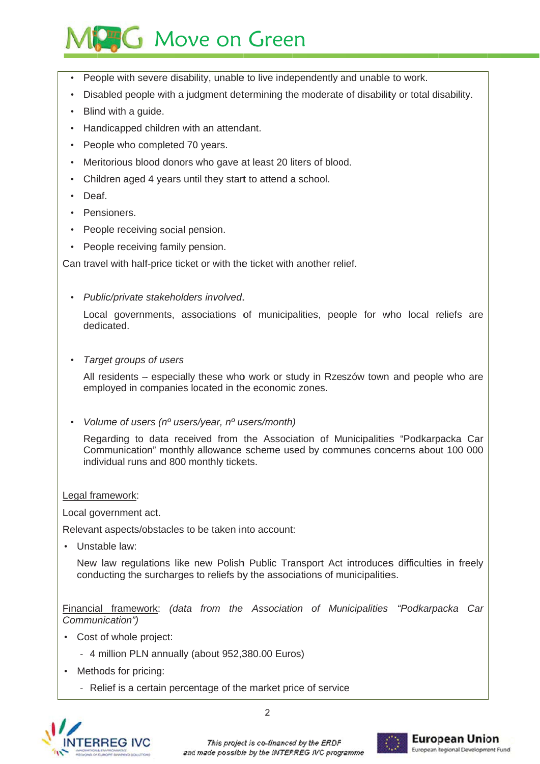- People with severe disability, unable to live independently and unable to work.
- Disabled people with a judgment determining the moderate of disability or total disability.
- Blind with a guide.
- Handicapped children with an attendant.
- People who completed 70 years.
- Meritorious blood donors who gave at least 20 liters of blood.
- Children aged 4 years until they start to attend a school.
- Deaf.
- Pensioners.
- People receiving social pension.
- People receiving family pension.

Can travel with half-price ticket or with the ticket with another relief.

- *Public/private stakeholders involved*.

  Local governments, associations of municipalities, people for who local reliefs are dedicated.

- *Target groups of users*

  All residents – especially these who work or study in Rzeszów town and people who are employed in companies located in the economic zones.

- *Volume of users (nº users/year, nº users/month)*

  Regarding to data received from the Association of Municipalities "Podkarpacka Car Communication" monthly allowance scheme used by communes concerns about 100 000 individual runs and 800 monthly tickets.

<u>Legal framework</u>:

Local government act.

Relevant aspects/obstacles to be taken into account:

- Unstable law:

  New law regulations like new Polish Public Transport Act introduces difficulties in freely conducting the surcharges to reliefs by the associations of municipalities.

<u>Financial framework</u>: *(data from the Association of Municipalities "Podkarpacka Car Communication")*

- Cost of whole project:
  - 4 million PLN annually (about 952,380.00 Euros)
- Methods for pricing:
  - Relief is a certain percentage of the market price of service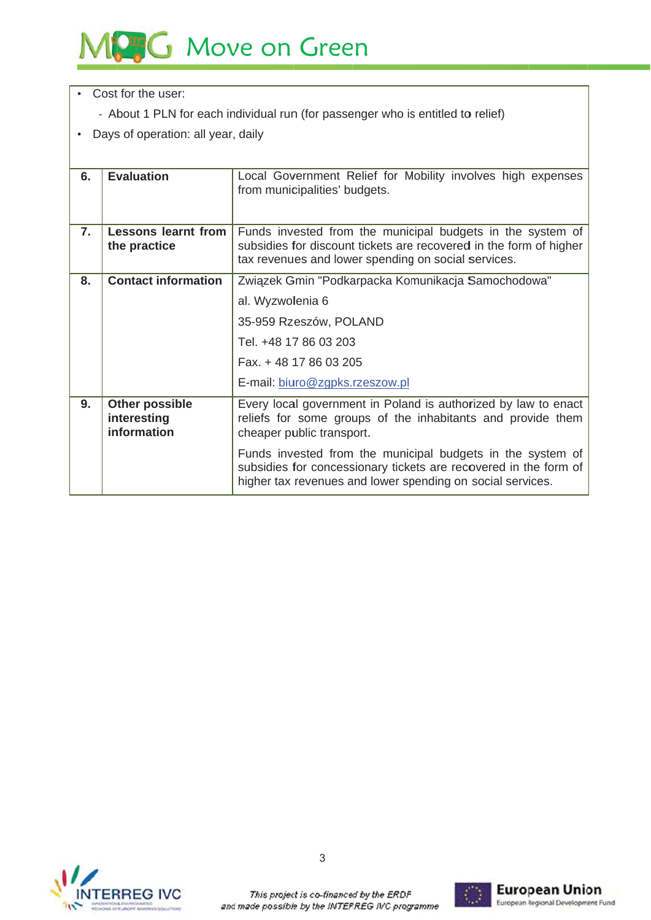| | | |
|---|---|---|
| • Cost for the user:<br>- About 1 PLN for each individual run (for passenger who is entitled to relief)<br>• Days of operation: all year, daily | | |
| **6.** | **Evaluation** | Local Government Relief for Mobility involves high expenses from municipalities' budgets. |
| **7.** | **Lessons learnt from the practice** | Funds invested from the municipal budgets in the system of subsidies for discount tickets are recovered in the form of higher tax revenues and lower spending on social services. |
| **8.** | **Contact information** | Związek Gmin "Podkarpacka Komunikacja Samochodowa"<br>al. Wyzwolenia 6<br>35-959 Rzeszów, POLAND<br>Tel. +48 17 86 03 203<br>Fax. + 48 17 86 03 205<br>E-mail: biuro@zgpks.rzeszow.pl |
| **9.** | **Other possible interesting information** | Every local government in Poland is authorized by law to enact reliefs for some groups of the inhabitants and provide them cheaper public transport.<br>Funds invested from the municipal budgets in the system of subsidies for concessionary tickets are recovered in the form of higher tax revenues and lower spending on social services. |